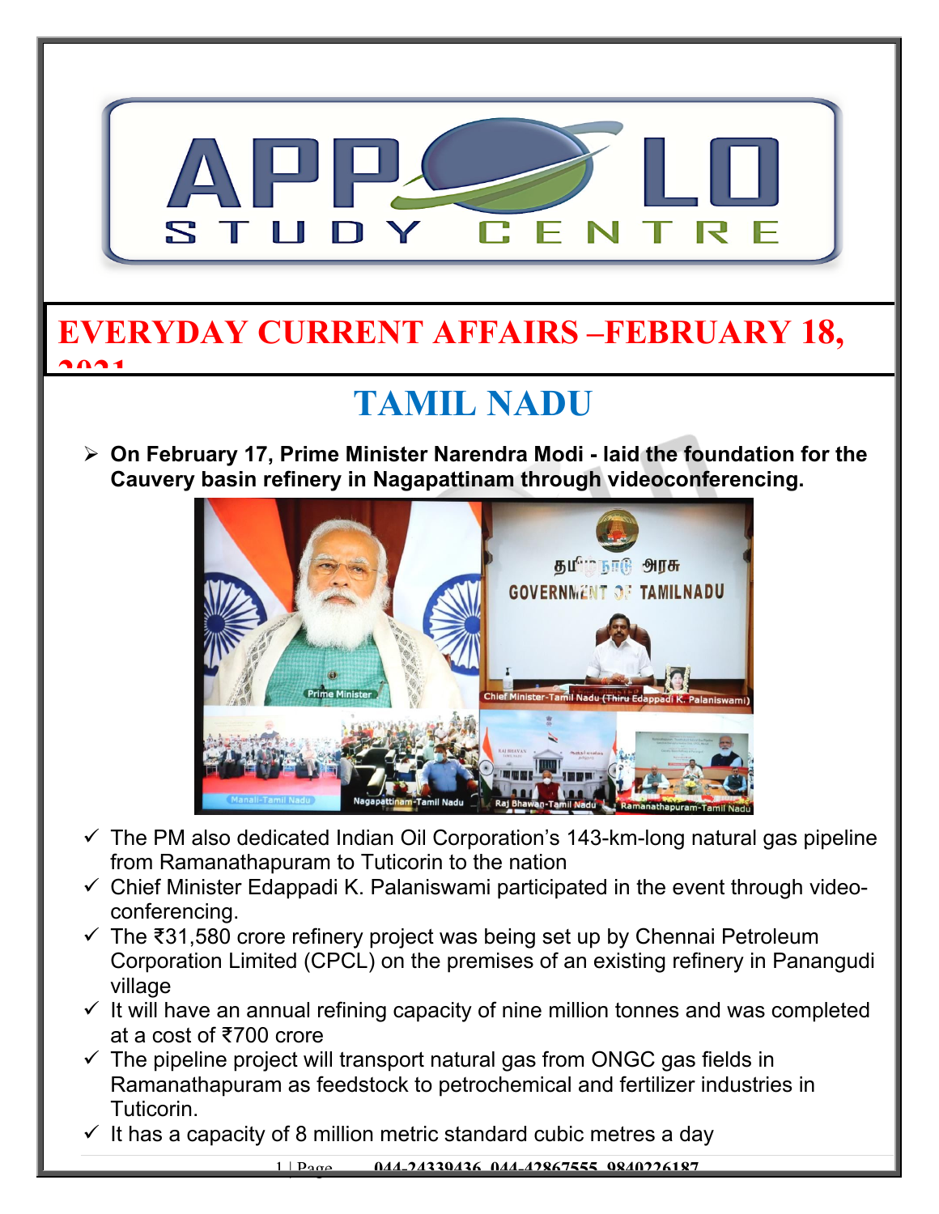# EVERYDAY CURRENT AFFAIRS –FEBRUARY 18, 2021

## TAMIL NADU

- **On February 17, Prime Minister Narendra Modi - laid the foundation for the Cauvery basin refinery in Nagapattinam through videoconferencing.**

  - ✓ The PM also dedicated Indian Oil Corporation's 143-km-long natural gas pipeline from Ramanathapuram to Tuticorin to the nation
  - ✓ Chief Minister Edappadi K. Palaniswami participated in the event through video-conferencing.
  - ✓ The ₹31,580 crore refinery project was being set up by Chennai Petroleum Corporation Limited (CPCL) on the premises of an existing refinery in Panangudi village
  - ✓ It will have an annual refining capacity of nine million tonnes and was completed at a cost of ₹700 crore
  - ✓ The pipeline project will transport natural gas from ONGC gas fields in Ramanathapuram as feedstock to petrochemical and fertilizer industries in Tuticorin.
  - ✓ It has a capacity of 8 million metric standard cubic metres a day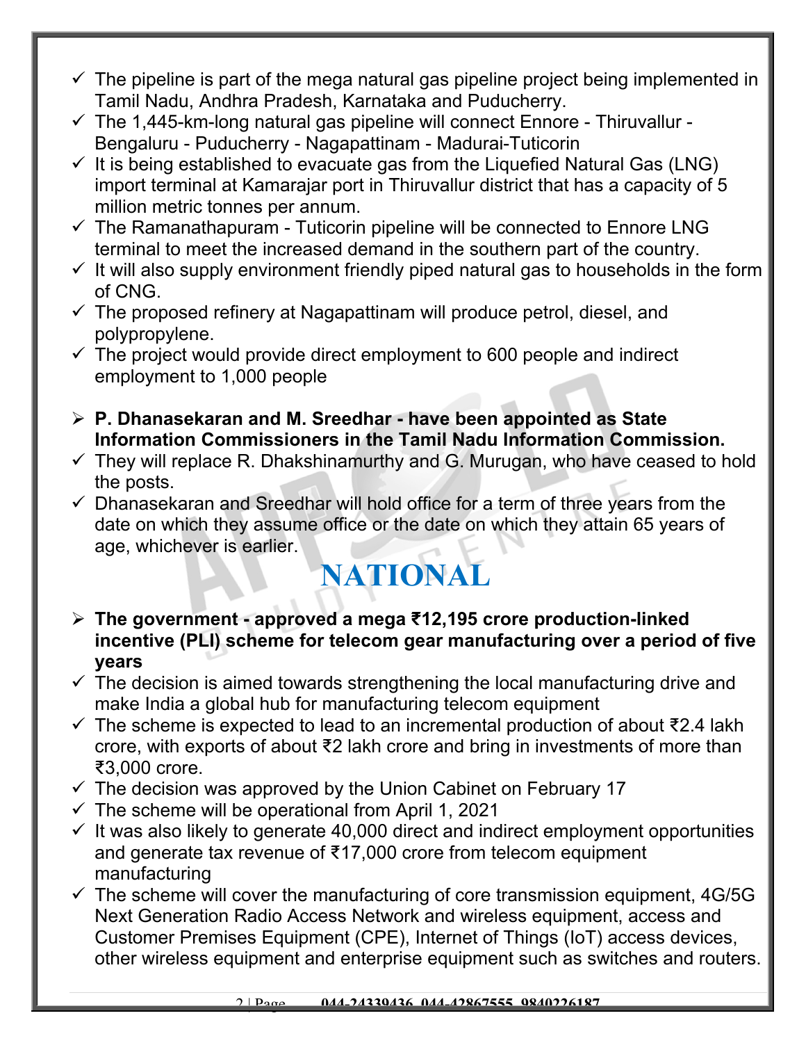- ✓ The pipeline is part of the mega natural gas pipeline project being implemented in Tamil Nadu, Andhra Pradesh, Karnataka and Puducherry.
- ✓ The 1,445-km-long natural gas pipeline will connect Ennore - Thiruvallur - Bengaluru - Puducherry - Nagapattinam - Madurai-Tuticorin
- ✓ It is being established to evacuate gas from the Liquefied Natural Gas (LNG) import terminal at Kamarajar port in Thiruvallur district that has a capacity of 5 million metric tonnes per annum.
- ✓ The Ramanathapuram - Tuticorin pipeline will be connected to Ennore LNG terminal to meet the increased demand in the southern part of the country.
- ✓ It will also supply environment friendly piped natural gas to households in the form of CNG.
- ✓ The proposed refinery at Nagapattinam will produce petrol, diesel, and polypropylene.
- ✓ The project would provide direct employment to 600 people and indirect employment to 1,000 people

- ➢ **P. Dhanasekaran and M. Sreedhar - have been appointed as State Information Commissioners in the Tamil Nadu Information Commission.**
- ✓ They will replace R. Dhakshinamurthy and G. Murugan, who have ceased to hold the posts.
- ✓ Dhanasekaran and Sreedhar will hold office for a term of three years from the date on which they assume office or the date on which they attain 65 years of age, whichever is earlier.

# NATIONAL

- ➢ **The government - approved a mega ₹12,195 crore production-linked incentive (PLI) scheme for telecom gear manufacturing over a period of five years**
- ✓ The decision is aimed towards strengthening the local manufacturing drive and make India a global hub for manufacturing telecom equipment
- ✓ The scheme is expected to lead to an incremental production of about ₹2.4 lakh crore, with exports of about ₹2 lakh crore and bring in investments of more than ₹3,000 crore.
- ✓ The decision was approved by the Union Cabinet on February 17
- ✓ The scheme will be operational from April 1, 2021
- ✓ It was also likely to generate 40,000 direct and indirect employment opportunities and generate tax revenue of ₹17,000 crore from telecom equipment manufacturing
- ✓ The scheme will cover the manufacturing of core transmission equipment, 4G/5G Next Generation Radio Access Network and wireless equipment, access and Customer Premises Equipment (CPE), Internet of Things (IoT) access devices, other wireless equipment and enterprise equipment such as switches and routers.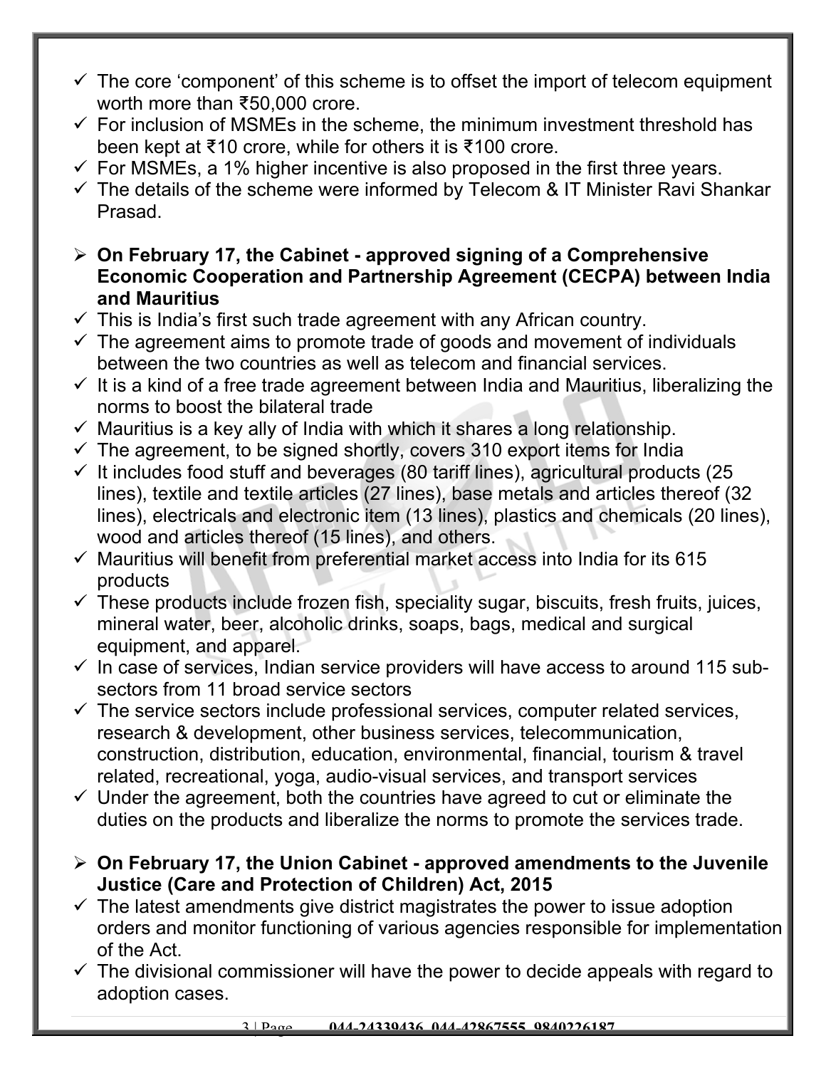- ✓ The core 'component' of this scheme is to offset the import of telecom equipment worth more than ₹50,000 crore.
- ✓ For inclusion of MSMEs in the scheme, the minimum investment threshold has been kept at ₹10 crore, while for others it is ₹100 crore.
- ✓ For MSMEs, a 1% higher incentive is also proposed in the first three years.
- ✓ The details of the scheme were informed by Telecom & IT Minister Ravi Shankar Prasad.

➢ **On February 17, the Cabinet - approved signing of a Comprehensive Economic Cooperation and Partnership Agreement (CECPA) between India and Mauritius**

- ✓ This is India's first such trade agreement with any African country.
- ✓ The agreement aims to promote trade of goods and movement of individuals between the two countries as well as telecom and financial services.
- ✓ It is a kind of a free trade agreement between India and Mauritius, liberalizing the norms to boost the bilateral trade
- ✓ Mauritius is a key ally of India with which it shares a long relationship.
- ✓ The agreement, to be signed shortly, covers 310 export items for India
- ✓ It includes food stuff and beverages (80 tariff lines), agricultural products (25 lines), textile and textile articles (27 lines), base metals and articles thereof (32 lines), electricals and electronic item (13 lines), plastics and chemicals (20 lines), wood and articles thereof (15 lines), and others.
- ✓ Mauritius will benefit from preferential market access into India for its 615 products
- ✓ These products include frozen fish, speciality sugar, biscuits, fresh fruits, juices, mineral water, beer, alcoholic drinks, soaps, bags, medical and surgical equipment, and apparel.
- ✓ In case of services, Indian service providers will have access to around 115 sub-sectors from 11 broad service sectors
- ✓ The service sectors include professional services, computer related services, research & development, other business services, telecommunication, construction, distribution, education, environmental, financial, tourism & travel related, recreational, yoga, audio-visual services, and transport services
- ✓ Under the agreement, both the countries have agreed to cut or eliminate the duties on the products and liberalize the norms to promote the services trade.

➢ **On February 17, the Union Cabinet - approved amendments to the Juvenile Justice (Care and Protection of Children) Act, 2015**

- ✓ The latest amendments give district magistrates the power to issue adoption orders and monitor functioning of various agencies responsible for implementation of the Act.
- ✓ The divisional commissioner will have the power to decide appeals with regard to adoption cases.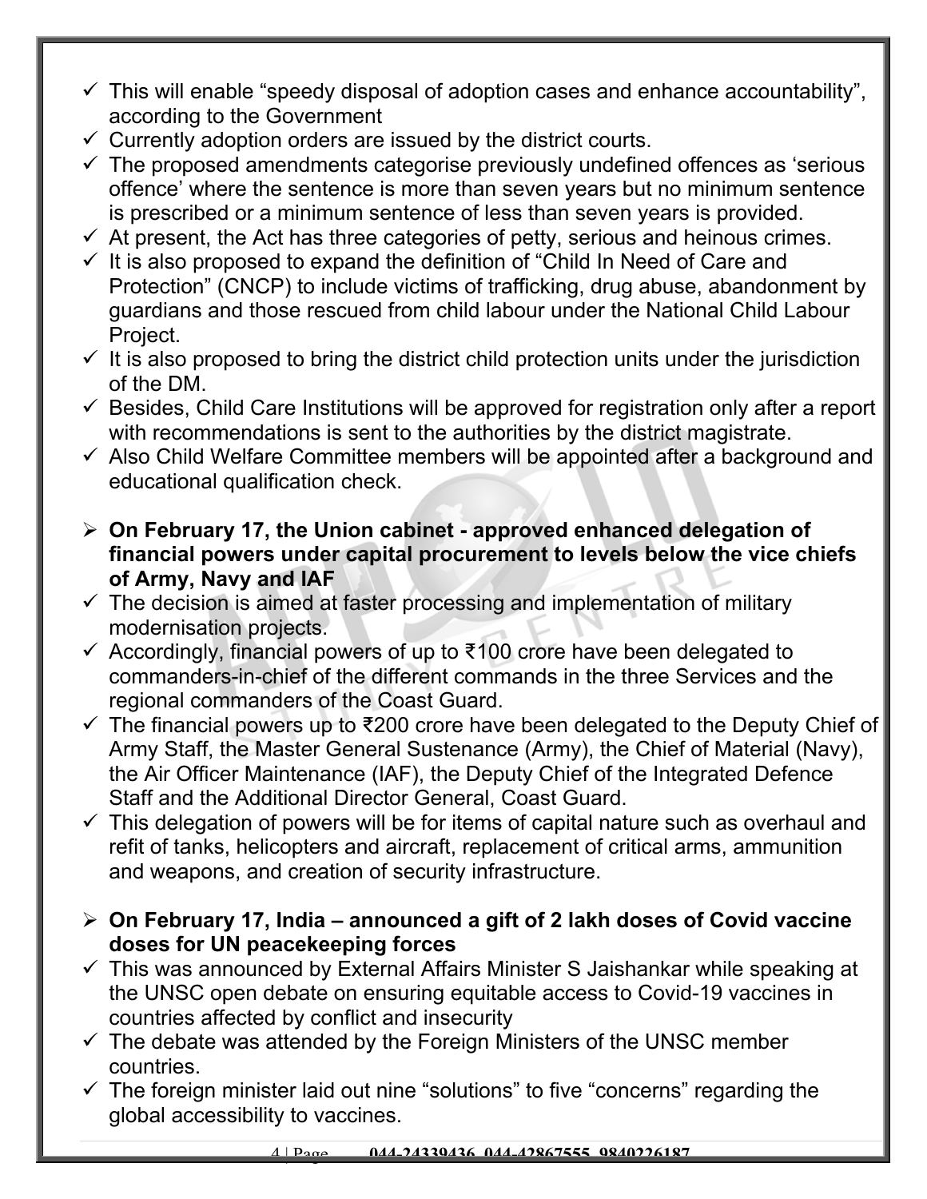- This will enable "speedy disposal of adoption cases and enhance accountability", according to the Government
- Currently adoption orders are issued by the district courts.
- The proposed amendments categorise previously undefined offences as 'serious offence' where the sentence is more than seven years but no minimum sentence is prescribed or a minimum sentence of less than seven years is provided.
- At present, the Act has three categories of petty, serious and heinous crimes.
- It is also proposed to expand the definition of "Child In Need of Care and Protection" (CNCP) to include victims of trafficking, drug abuse, abandonment by guardians and those rescued from child labour under the National Child Labour Project.
- It is also proposed to bring the district child protection units under the jurisdiction of the DM.
- Besides, Child Care Institutions will be approved for registration only after a report with recommendations is sent to the authorities by the district magistrate.
- Also Child Welfare Committee members will be appointed after a background and educational qualification check.

- **On February 17, the Union cabinet - approved enhanced delegation of financial powers under capital procurement to levels below the vice chiefs of Army, Navy and IAF**
- The decision is aimed at faster processing and implementation of military modernisation projects.
- Accordingly, financial powers of up to ₹100 crore have been delegated to commanders-in-chief of the different commands in the three Services and the regional commanders of the Coast Guard.
- The financial powers up to ₹200 crore have been delegated to the Deputy Chief of Army Staff, the Master General Sustenance (Army), the Chief of Material (Navy), the Air Officer Maintenance (IAF), the Deputy Chief of the Integrated Defence Staff and the Additional Director General, Coast Guard.
- This delegation of powers will be for items of capital nature such as overhaul and refit of tanks, helicopters and aircraft, replacement of critical arms, ammunition and weapons, and creation of security infrastructure.

- **On February 17, India – announced a gift of 2 lakh doses of Covid vaccine doses for UN peacekeeping forces**
- This was announced by External Affairs Minister S Jaishankar while speaking at the UNSC open debate on ensuring equitable access to Covid-19 vaccines in countries affected by conflict and insecurity
- The debate was attended by the Foreign Ministers of the UNSC member countries.
- The foreign minister laid out nine "solutions" to five "concerns" regarding the global accessibility to vaccines.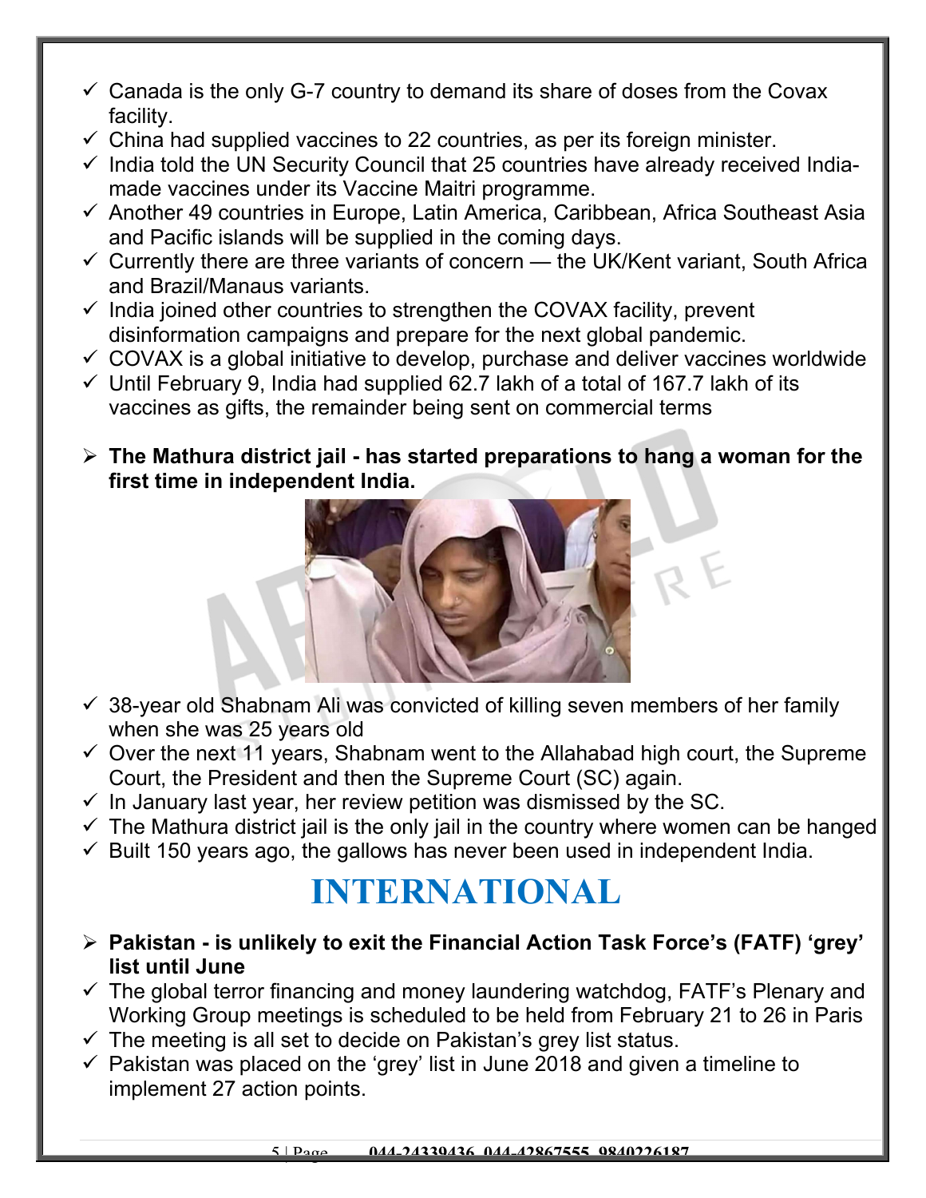- ✓ Canada is the only G-7 country to demand its share of doses from the Covax facility.
- ✓ China had supplied vaccines to 22 countries, as per its foreign minister.
- ✓ India told the UN Security Council that 25 countries have already received India-made vaccines under its Vaccine Maitri programme.
- ✓ Another 49 countries in Europe, Latin America, Caribbean, Africa Southeast Asia and Pacific islands will be supplied in the coming days.
- ✓ Currently there are three variants of concern — the UK/Kent variant, South Africa and Brazil/Manaus variants.
- ✓ India joined other countries to strengthen the COVAX facility, prevent disinformation campaigns and prepare for the next global pandemic.
- ✓ COVAX is a global initiative to develop, purchase and deliver vaccines worldwide
- ✓ Until February 9, India had supplied 62.7 lakh of a total of 167.7 lakh of its vaccines as gifts, the remainder being sent on commercial terms

➢ **The Mathura district jail - has started preparations to hang a woman for the first time in independent India.**

- ✓ 38-year old Shabnam Ali was convicted of killing seven members of her family when she was 25 years old
- ✓ Over the next 11 years, Shabnam went to the Allahabad high court, the Supreme Court, the President and then the Supreme Court (SC) again.
- ✓ In January last year, her review petition was dismissed by the SC.
- ✓ The Mathura district jail is the only jail in the country where women can be hanged
- ✓ Built 150 years ago, the gallows has never been used in independent India.

# INTERNATIONAL

➢ **Pakistan - is unlikely to exit the Financial Action Task Force's (FATF) 'grey' list until June**

- ✓ The global terror financing and money laundering watchdog, FATF's Plenary and Working Group meetings is scheduled to be held from February 21 to 26 in Paris
- ✓ The meeting is all set to decide on Pakistan's grey list status.
- ✓ Pakistan was placed on the 'grey' list in June 2018 and given a timeline to implement 27 action points.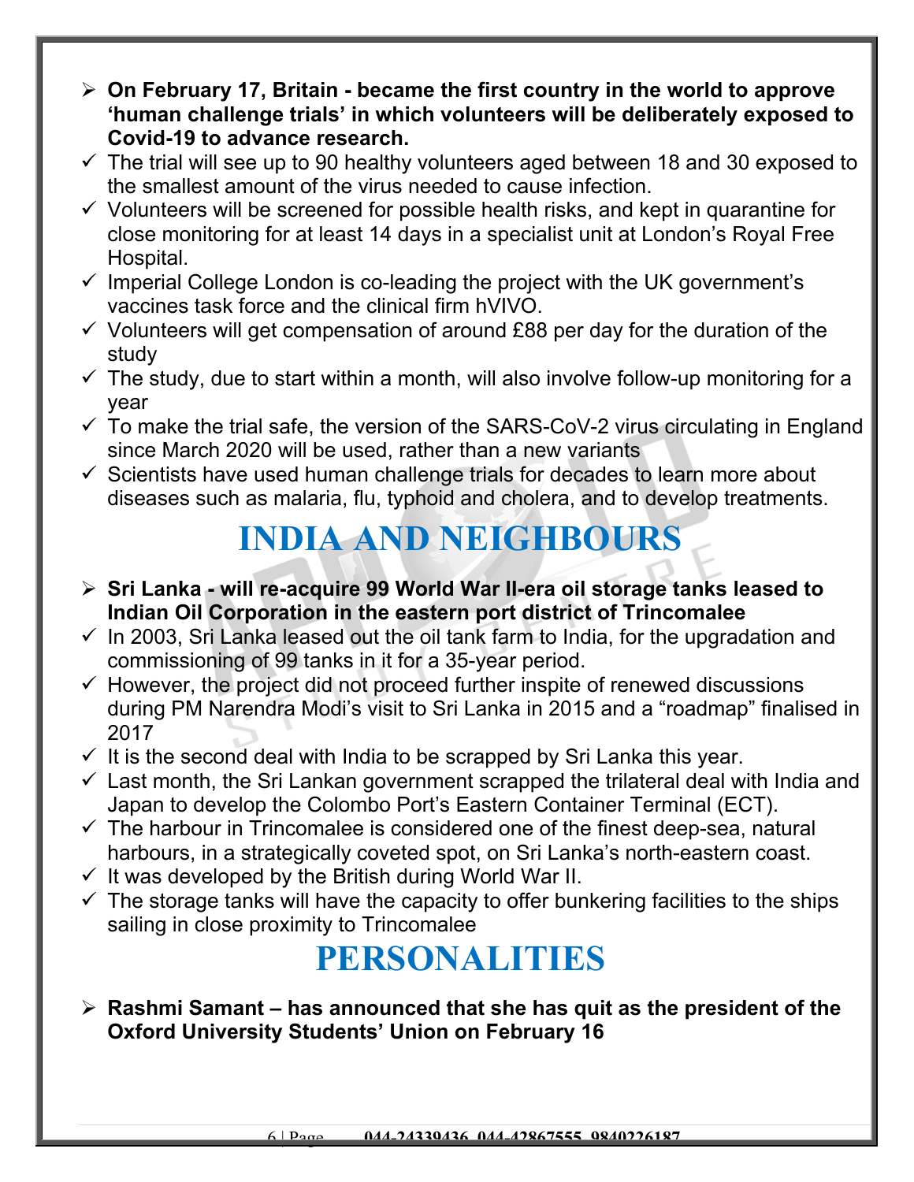- **On February 17, Britain - became the first country in the world to approve 'human challenge trials' in which volunteers will be deliberately exposed to Covid-19 to advance research.**
  - The trial will see up to 90 healthy volunteers aged between 18 and 30 exposed to the smallest amount of the virus needed to cause infection.
  - Volunteers will be screened for possible health risks, and kept in quarantine for close monitoring for at least 14 days in a specialist unit at London's Royal Free Hospital.
  - Imperial College London is co-leading the project with the UK government's vaccines task force and the clinical firm hVIVO.
  - Volunteers will get compensation of around £88 per day for the duration of the study
  - The study, due to start within a month, will also involve follow-up monitoring for a year
  - To make the trial safe, the version of the SARS-CoV-2 virus circulating in England since March 2020 will be used, rather than a new variants
  - Scientists have used human challenge trials for decades to learn more about diseases such as malaria, flu, typhoid and cholera, and to develop treatments.

# INDIA AND NEIGHBOURS

- **Sri Lanka - will re-acquire 99 World War II-era oil storage tanks leased to Indian Oil Corporation in the eastern port district of Trincomalee**
  - In 2003, Sri Lanka leased out the oil tank farm to India, for the upgradation and commissioning of 99 tanks in it for a 35-year period.
  - However, the project did not proceed further inspite of renewed discussions during PM Narendra Modi's visit to Sri Lanka in 2015 and a "roadmap" finalised in 2017
  - It is the second deal with India to be scrapped by Sri Lanka this year.
  - Last month, the Sri Lankan government scrapped the trilateral deal with India and Japan to develop the Colombo Port's Eastern Container Terminal (ECT).
  - The harbour in Trincomalee is considered one of the finest deep-sea, natural harbours, in a strategically coveted spot, on Sri Lanka's north-eastern coast.
  - It was developed by the British during World War II.
  - The storage tanks will have the capacity to offer bunkering facilities to the ships sailing in close proximity to Trincomalee

# PERSONALITIES

- **Rashmi Samant – has announced that she has quit as the president of the Oxford University Students' Union on February 16**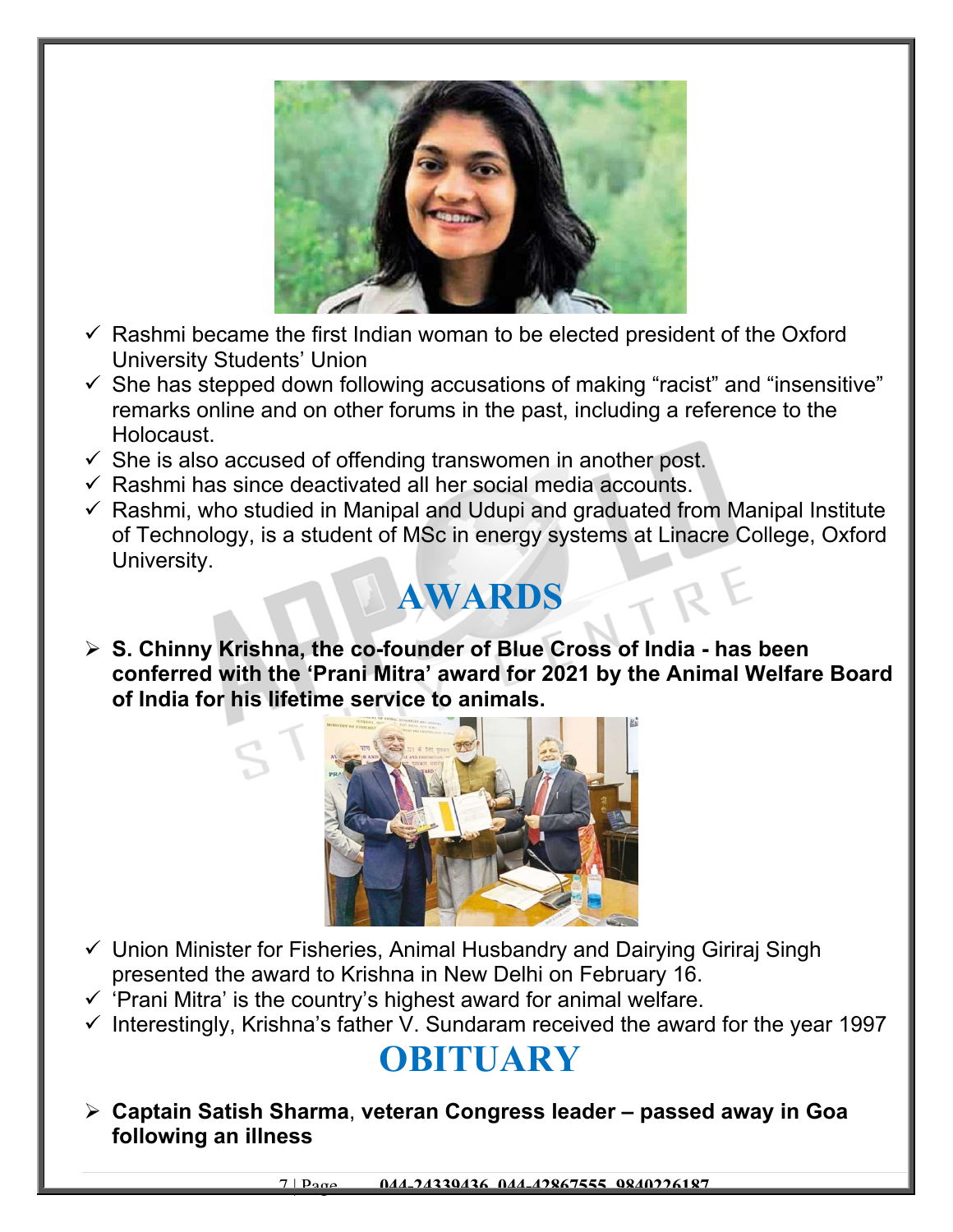- ✓ Rashmi became the first Indian woman to be elected president of the Oxford University Students' Union
- ✓ She has stepped down following accusations of making "racist" and "insensitive" remarks online and on other forums in the past, including a reference to the Holocaust.
- ✓ She is also accused of offending transwomen in another post.
- ✓ Rashmi has since deactivated all her social media accounts.
- ✓ Rashmi, who studied in Manipal and Udupi and graduated from Manipal Institute of Technology, is a student of MSc in energy systems at Linacre College, Oxford University.

# AWARDS

- **S. Chinny Krishna, the co-founder of Blue Cross of India - has been conferred with the 'Prani Mitra' award for 2021 by the Animal Welfare Board of India for his lifetime service to animals.**

- ✓ Union Minister for Fisheries, Animal Husbandry and Dairying Giriraj Singh presented the award to Krishna in New Delhi on February 16.
- ✓ 'Prani Mitra' is the country's highest award for animal welfare.
- ✓ Interestingly, Krishna's father V. Sundaram received the award for the year 1997

# OBITUARY

- **Captain Satish Sharma**, **veteran Congress leader – passed away in Goa following an illness**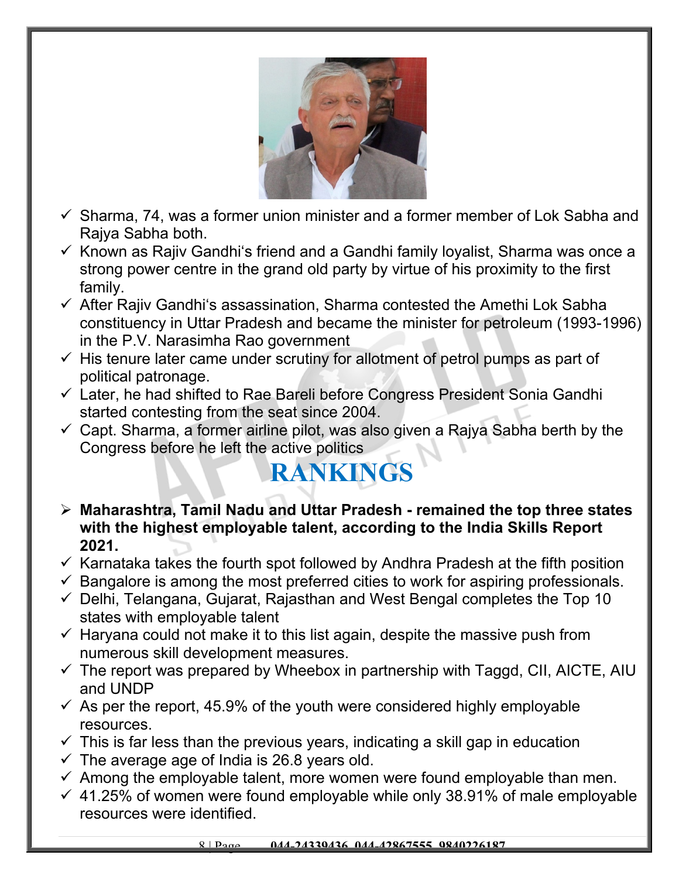- Sharma, 74, was a former union minister and a former member of Lok Sabha and Rajya Sabha both.
- Known as Rajiv Gandhi's friend and a Gandhi family loyalist, Sharma was once a strong power centre in the grand old party by virtue of his proximity to the first family.
- After Rajiv Gandhi's assassination, Sharma contested the Amethi Lok Sabha constituency in Uttar Pradesh and became the minister for petroleum (1993-1996) in the P.V. Narasimha Rao government
- His tenure later came under scrutiny for allotment of petrol pumps as part of political patronage.
- Later, he had shifted to Rae Bareli before Congress President Sonia Gandhi started contesting from the seat since 2004.
- Capt. Sharma, a former airline pilot, was also given a Rajya Sabha berth by the Congress before he left the active politics

# RANKINGS

- **Maharashtra, Tamil Nadu and Uttar Pradesh - remained the top three states with the highest employable talent, according to the India Skills Report 2021.**
- Karnataka takes the fourth spot followed by Andhra Pradesh at the fifth position
- Bangalore is among the most preferred cities to work for aspiring professionals.
- Delhi, Telangana, Gujarat, Rajasthan and West Bengal completes the Top 10 states with employable talent
- Haryana could not make it to this list again, despite the massive push from numerous skill development measures.
- The report was prepared by Wheebox in partnership with Taggd, CII, AICTE, AIU and UNDP
- As per the report, 45.9% of the youth were considered highly employable resources.
- This is far less than the previous years, indicating a skill gap in education
- The average age of India is 26.8 years old.
- Among the employable talent, more women were found employable than men.
- 41.25% of women were found employable while only 38.91% of male employable resources were identified.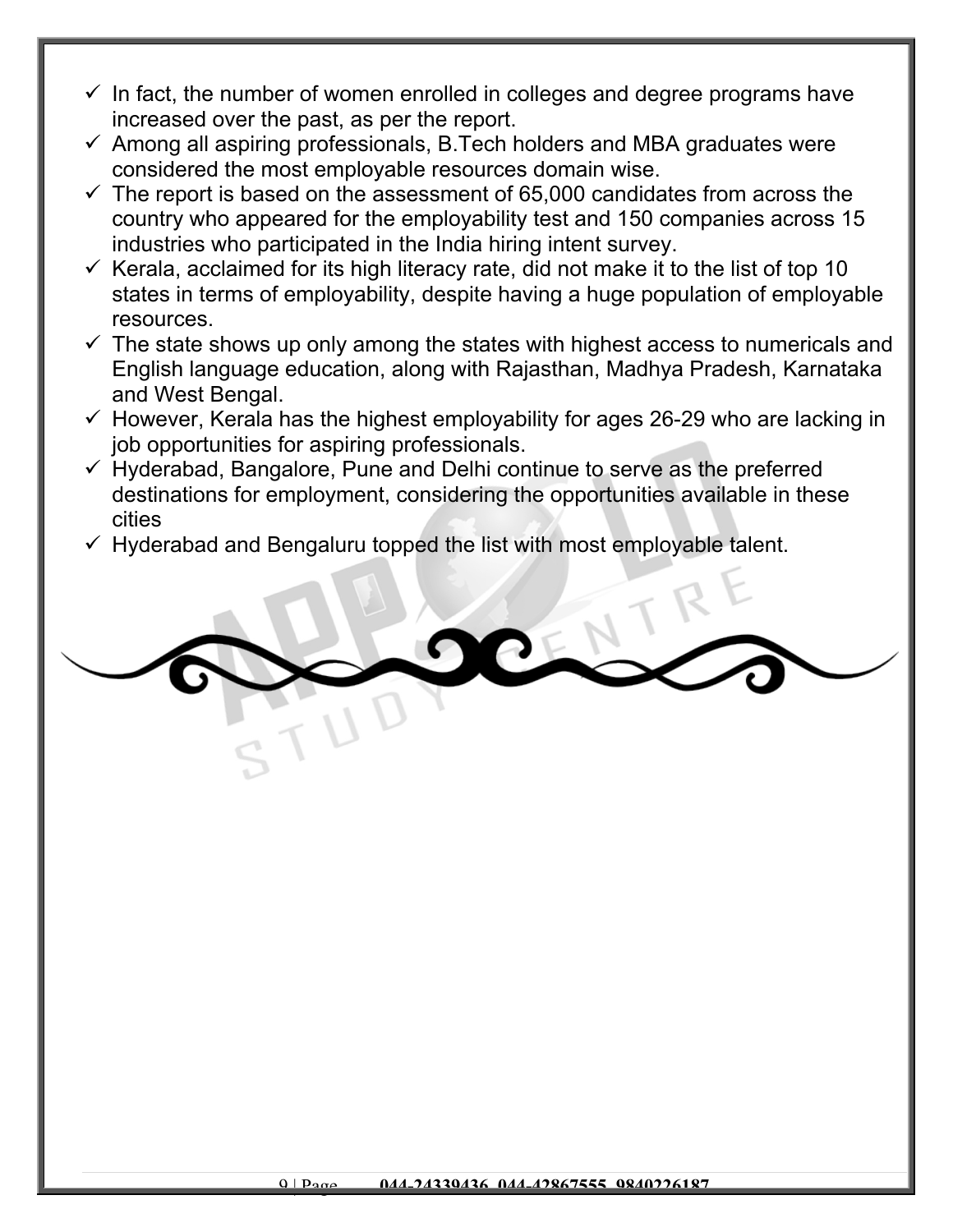- In fact, the number of women enrolled in colleges and degree programs have increased over the past, as per the report.
- Among all aspiring professionals, B.Tech holders and MBA graduates were considered the most employable resources domain wise.
- The report is based on the assessment of 65,000 candidates from across the country who appeared for the employability test and 150 companies across 15 industries who participated in the India hiring intent survey.
- Kerala, acclaimed for its high literacy rate, did not make it to the list of top 10 states in terms of employability, despite having a huge population of employable resources.
- The state shows up only among the states with highest access to numericals and English language education, along with Rajasthan, Madhya Pradesh, Karnataka and West Bengal.
- However, Kerala has the highest employability for ages 26-29 who are lacking in job opportunities for aspiring professionals.
- Hyderabad, Bangalore, Pune and Delhi continue to serve as the preferred destinations for employment, considering the opportunities available in these cities
- Hyderabad and Bengaluru topped the list with most employable talent.